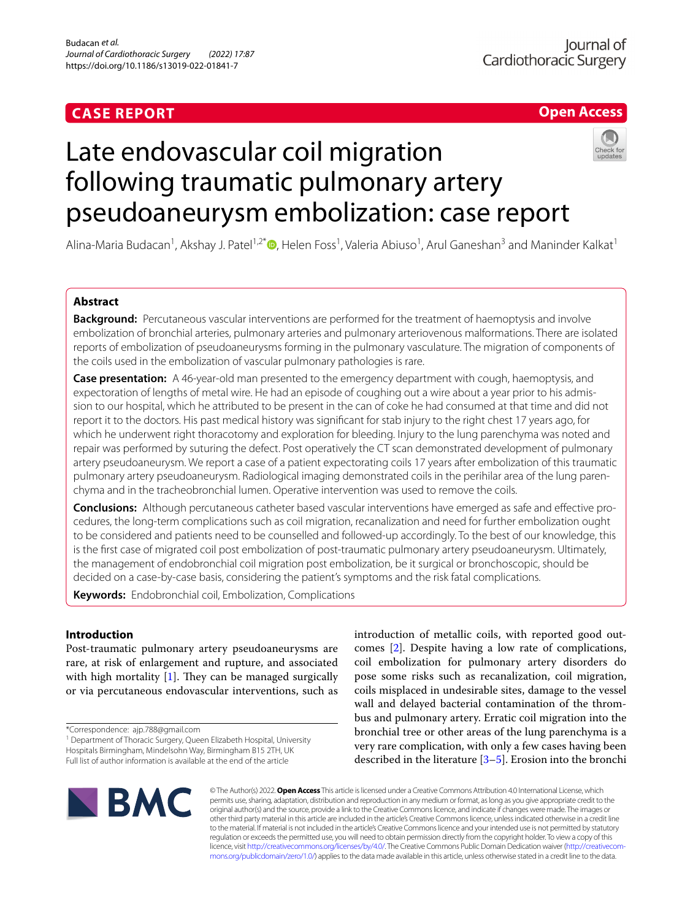CASE REPORT

Open Access

# Late endovascular coil migration following traumatic pulmonary artery pseudoaneurysm embolization: case report

Alina-Maria Budacan[1], Akshay J. Patel[1,2*], Helen Foss[1], Valeria Abiuso[1], Arul Ganeshan[3] and Maninder Kalkat[1]

## Abstract

**Background:** Percutaneous vascular interventions are performed for the treatment of haemoptysis and involve embolization of bronchial arteries, pulmonary arteries and pulmonary arteriovenous malformations. There are isolated reports of embolization of pseudoaneurysms forming in the pulmonary vasculature. The migration of components of the coils used in the embolization of vascular pulmonary pathologies is rare.

**Case presentation:** A 46-year-old man presented to the emergency department with cough, haemoptysis, and expectoration of lengths of metal wire. He had an episode of coughing out a wire about a year prior to his admission to our hospital, which he attributed to be present in the can of coke he had consumed at that time and did not report it to the doctors. His past medical history was significant for stab injury to the right chest 17 years ago, for which he underwent right thoracotomy and exploration for bleeding. Injury to the lung parenchyma was noted and repair was performed by suturing the defect. Post operatively the CT scan demonstrated development of pulmonary artery pseudoaneurysm. We report a case of a patient expectorating coils 17 years after embolization of this traumatic pulmonary artery pseudoaneurysm. Radiological imaging demonstrated coils in the perihilar area of the lung parenchyma and in the tracheobronchial lumen. Operative intervention was used to remove the coils.

**Conclusions:** Although percutaneous catheter based vascular interventions have emerged as safe and effective procedures, the long-term complications such as coil migration, recanalization and need for further embolization ought to be considered and patients need to be counselled and followed-up accordingly. To the best of our knowledge, this is the first case of migrated coil post embolization of post-traumatic pulmonary artery pseudoaneurysm. Ultimately, the management of endobronchial coil migration post embolization, be it surgical or bronchoscopic, should be decided on a case-by-case basis, considering the patient's symptoms and the risk fatal complications.

**Keywords:** Endobronchial coil, Embolization, Complications

## Introduction

Post-traumatic pulmonary artery pseudoaneurysms are rare, at risk of enlargement and rupture, and associated with high mortality [1]. They can be managed surgically or via percutaneous endovascular interventions, such as introduction of metallic coils, with reported good outcomes [2]. Despite having a low rate of complications, coil embolization for pulmonary artery disorders do pose some risks such as recanalization, coil migration, coils misplaced in undesirable sites, damage to the vessel wall and delayed bacterial contamination of the thrombus and pulmonary artery. Erratic coil migration into the bronchial tree or other areas of the lung parenchyma is a very rare complication, with only a few cases having been described in the literature [3–5]. Erosion into the bronchi

*Correspondence: ajp.788@gmail.com

[1] Department of Thoracic Surgery, Queen Elizabeth Hospital, University Hospitals Birmingham, Mindelsohn Way, Birmingham B15 2TH, UK

Full list of author information is available at the end of the article

© The Author(s) 2022. **Open Access** This article is licensed under a Creative Commons Attribution 4.0 International License, which permits use, sharing, adaptation, distribution and reproduction in any medium or format, as long as you give appropriate credit to the original author(s) and the source, provide a link to the Creative Commons licence, and indicate if changes were made. The images or other third party material in this article are included in the article's Creative Commons licence, unless indicated otherwise in a credit line to the material. If material is not included in the article's Creative Commons licence and your intended use is not permitted by statutory regulation or exceeds the permitted use, you will need to obtain permission directly from the copyright holder. To view a copy of this licence, visit http://creativecommons.org/licenses/by/4.0/. The Creative Commons Public Domain Dedication waiver (http://creativecommons.org/publicdomain/zero/1.0/) applies to the data made available in this article, unless otherwise stated in a credit line to the data.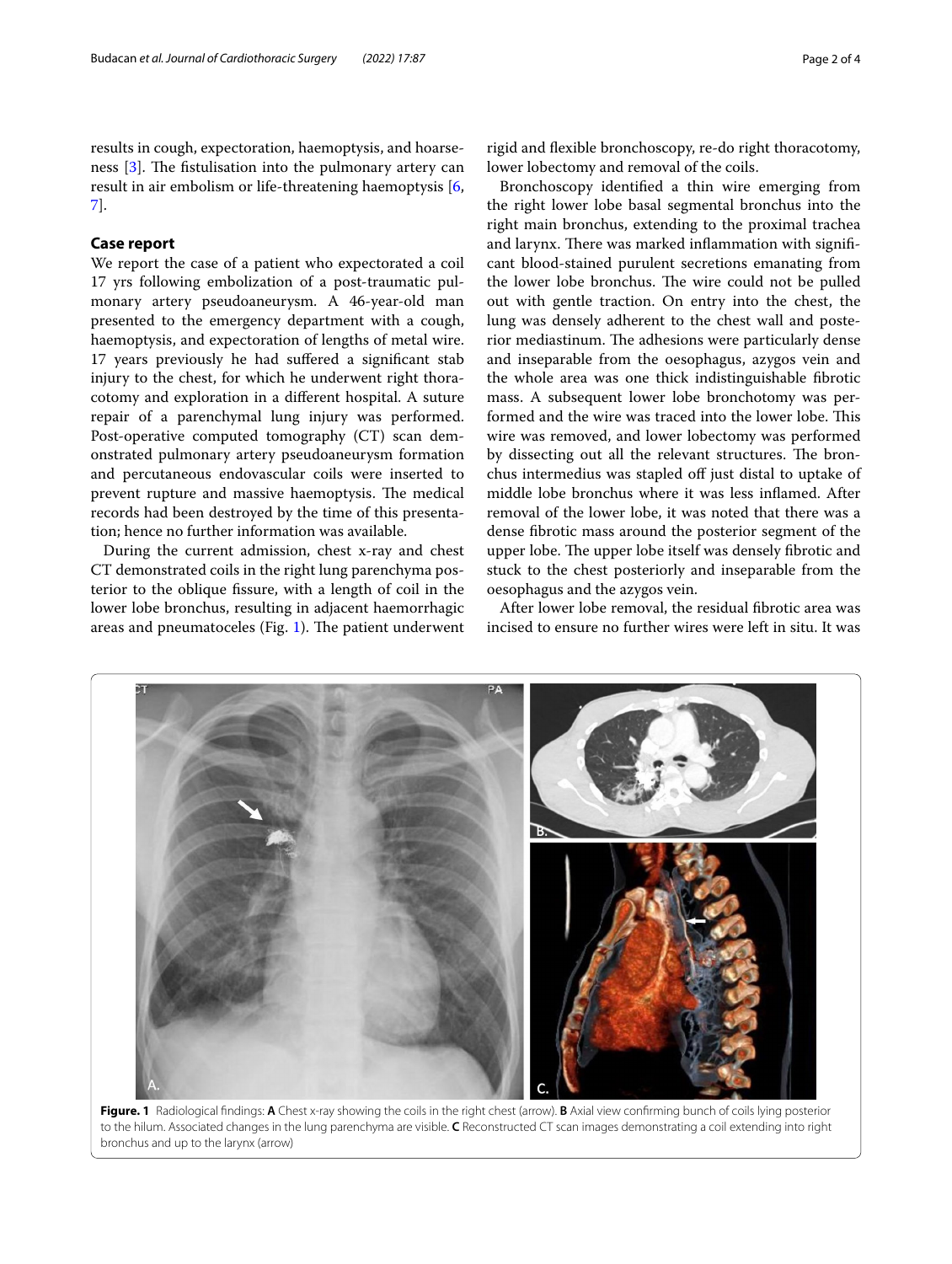results in cough, expectoration, haemoptysis, and hoarseness [3]. The fistulisation into the pulmonary artery can result in air embolism or life-threatening haemoptysis [6, 7].

## Case report

We report the case of a patient who expectorated a coil 17 yrs following embolization of a post-traumatic pulmonary artery pseudoaneurysm. A 46-year-old man presented to the emergency department with a cough, haemoptysis, and expectoration of lengths of metal wire. 17 years previously he had suffered a significant stab injury to the chest, for which he underwent right thoracotomy and exploration in a different hospital. A suture repair of a parenchymal lung injury was performed. Post-operative computed tomography (CT) scan demonstrated pulmonary artery pseudoaneurysm formation and percutaneous endovascular coils were inserted to prevent rupture and massive haemoptysis. The medical records had been destroyed by the time of this presentation; hence no further information was available.

During the current admission, chest x-ray and chest CT demonstrated coils in the right lung parenchyma posterior to the oblique fissure, with a length of coil in the lower lobe bronchus, resulting in adjacent haemorrhagic areas and pneumatoceles (Fig. 1). The patient underwent rigid and flexible bronchoscopy, re-do right thoracotomy, lower lobectomy and removal of the coils.

Bronchoscopy identified a thin wire emerging from the right lower lobe basal segmental bronchus into the right main bronchus, extending to the proximal trachea and larynx. There was marked inflammation with significant blood-stained purulent secretions emanating from the lower lobe bronchus. The wire could not be pulled out with gentle traction. On entry into the chest, the lung was densely adherent to the chest wall and posterior mediastinum. The adhesions were particularly dense and inseparable from the oesophagus, azygos vein and the whole area was one thick indistinguishable fibrotic mass. A subsequent lower lobe bronchotomy was performed and the wire was traced into the lower lobe. This wire was removed, and lower lobectomy was performed by dissecting out all the relevant structures. The bronchus intermedius was stapled off just distal to uptake of middle lobe bronchus where it was less inflamed. After removal of the lower lobe, it was noted that there was a dense fibrotic mass around the posterior segment of the upper lobe. The upper lobe itself was densely fibrotic and stuck to the chest posteriorly and inseparable from the oesophagus and the azygos vein.

After lower lobe removal, the residual fibrotic area was incised to ensure no further wires were left in situ. It was

**Figure. 1** Radiological findings: **A** Chest x-ray showing the coils in the right chest (arrow). **B** Axial view confirming bunch of coils lying posterior to the hilum. Associated changes in the lung parenchyma are visible. **C** Reconstructed CT scan images demonstrating a coil extending into right bronchus and up to the larynx (arrow)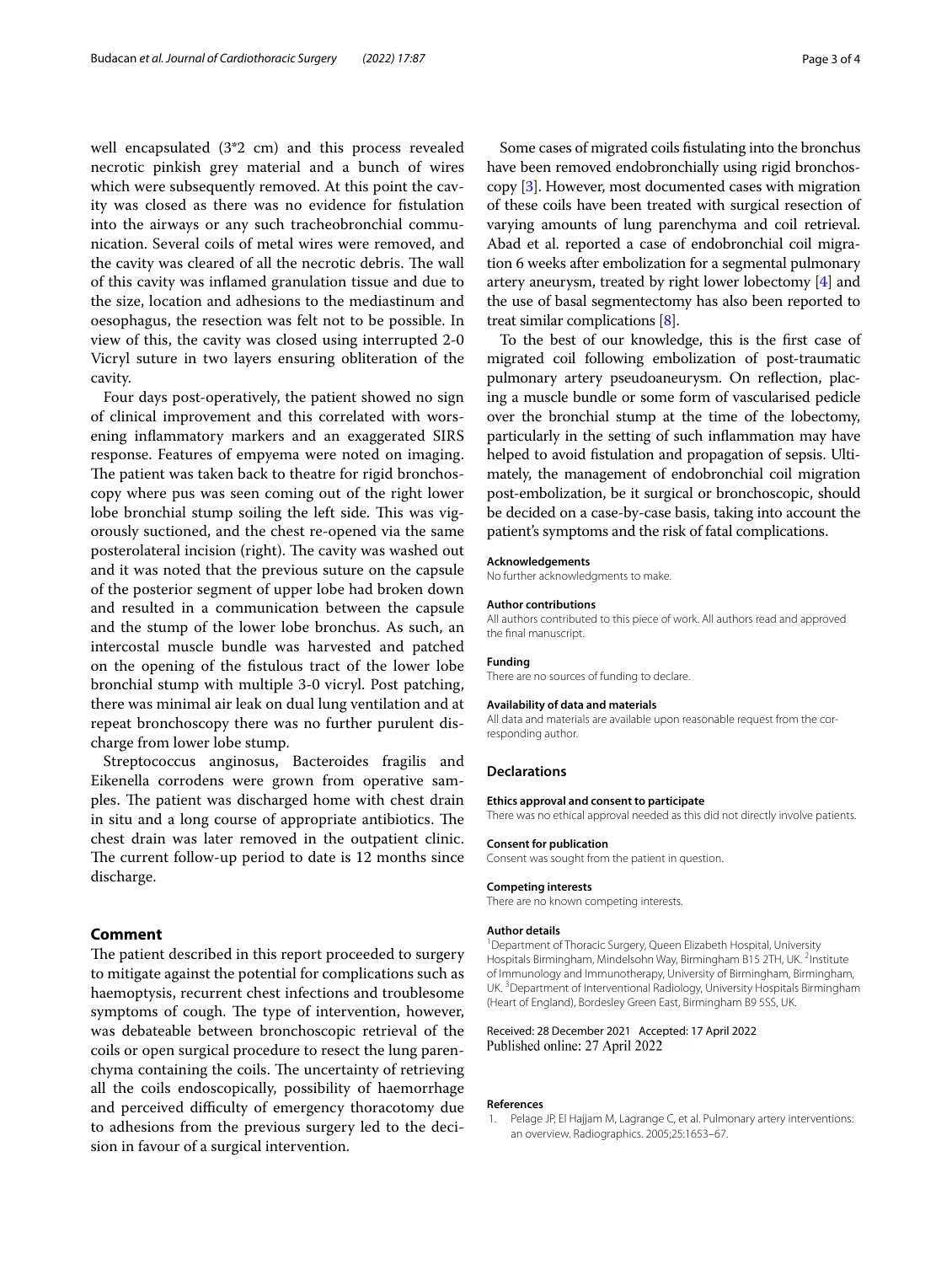well encapsulated (3*2 cm) and this process revealed necrotic pinkish grey material and a bunch of wires which were subsequently removed. At this point the cavity was closed as there was no evidence for fistulation into the airways or any such tracheobronchial communication. Several coils of metal wires were removed, and the cavity was cleared of all the necrotic debris. The wall of this cavity was inflamed granulation tissue and due to the size, location and adhesions to the mediastinum and oesophagus, the resection was felt not to be possible. In view of this, the cavity was closed using interrupted 2-0 Vicryl suture in two layers ensuring obliteration of the cavity.

Four days post-operatively, the patient showed no sign of clinical improvement and this correlated with worsening inflammatory markers and an exaggerated SIRS response. Features of empyema were noted on imaging. The patient was taken back to theatre for rigid bronchoscopy where pus was seen coming out of the right lower lobe bronchial stump soiling the left side. This was vigorously suctioned, and the chest re-opened via the same posterolateral incision (right). The cavity was washed out and it was noted that the previous suture on the capsule of the posterior segment of upper lobe had broken down and resulted in a communication between the capsule and the stump of the lower lobe bronchus. As such, an intercostal muscle bundle was harvested and patched on the opening of the fistulous tract of the lower lobe bronchial stump with multiple 3-0 vicryl. Post patching, there was minimal air leak on dual lung ventilation and at repeat bronchoscopy there was no further purulent discharge from lower lobe stump.

Streptococcus anginosus, Bacteroides fragilis and Eikenella corrodens were grown from operative samples. The patient was discharged home with chest drain in situ and a long course of appropriate antibiotics. The chest drain was later removed in the outpatient clinic. The current follow-up period to date is 12 months since discharge.

## Comment

The patient described in this report proceeded to surgery to mitigate against the potential for complications such as haemoptysis, recurrent chest infections and troublesome symptoms of cough. The type of intervention, however, was debateable between bronchoscopic retrieval of the coils or open surgical procedure to resect the lung parenchyma containing the coils. The uncertainty of retrieving all the coils endoscopically, possibility of haemorrhage and perceived difficulty of emergency thoracotomy due to adhesions from the previous surgery led to the decision in favour of a surgical intervention.

Some cases of migrated coils fistulating into the bronchus have been removed endobronchially using rigid bronchoscopy [3]. However, most documented cases with migration of these coils have been treated with surgical resection of varying amounts of lung parenchyma and coil retrieval. Abad et al. reported a case of endobronchial coil migration 6 weeks after embolization for a segmental pulmonary artery aneurysm, treated by right lower lobectomy [4] and the use of basal segmentectomy has also been reported to treat similar complications [8].

To the best of our knowledge, this is the first case of migrated coil following embolization of post-traumatic pulmonary artery pseudoaneurysm. On reflection, placing a muscle bundle or some form of vascularised pedicle over the bronchial stump at the time of the lobectomy, particularly in the setting of such inflammation may have helped to avoid fistulation and propagation of sepsis. Ultimately, the management of endobronchial coil migration post-embolization, be it surgical or bronchoscopic, should be decided on a case-by-case basis, taking into account the patient's symptoms and the risk of fatal complications.

#### Acknowledgements
No further acknowledgments to make.

#### Author contributions
All authors contributed to this piece of work. All authors read and approved the final manuscript.

#### Funding
There are no sources of funding to declare.

#### Availability of data and materials
All data and materials are available upon reasonable request from the corresponding author.

### Declarations

#### Ethics approval and consent to participate
There was no ethical approval needed as this did not directly involve patients.

#### Consent for publication
Consent was sought from the patient in question.

#### Competing interests
There are no known competing interests.

#### Author details
[1]Department of Thoracic Surgery, Queen Elizabeth Hospital, University Hospitals Birmingham, Mindelsohn Way, Birmingham B15 2TH, UK. [2]Institute of Immunology and Immunotherapy, University of Birmingham, Birmingham, UK. [3]Department of Interventional Radiology, University Hospitals Birmingham (Heart of England), Bordesley Green East, Birmingham B9 5SS, UK.

Received: 28 December 2021 Accepted: 17 April 2022
Published online: 27 April 2022

#### References

1. Pelage JP, El Hajjam M, Lagrange C, et al. Pulmonary artery interventions: an overview. Radiographics. 2005;25:1653–67.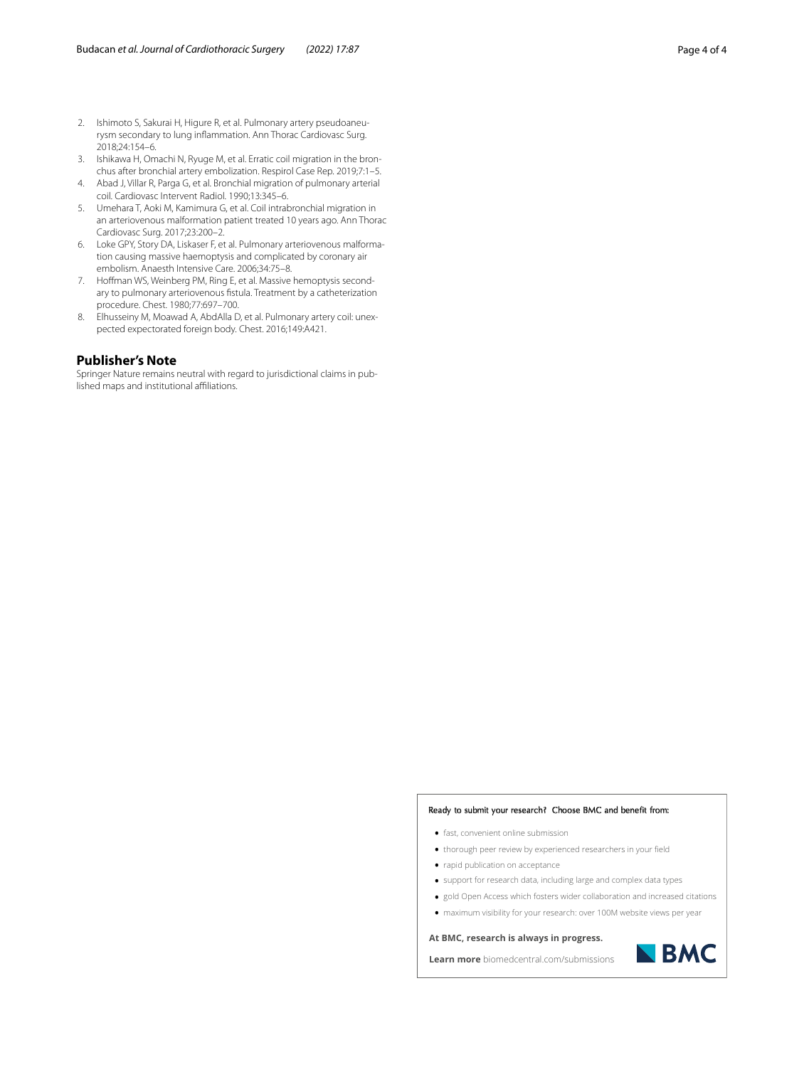2. Ishimoto S, Sakurai H, Higure R, et al. Pulmonary artery pseudoaneurysm secondary to lung inflammation. Ann Thorac Cardiovasc Surg. 2018;24:154–6.
3. Ishikawa H, Omachi N, Ryuge M, et al. Erratic coil migration in the bronchus after bronchial artery embolization. Respirol Case Rep. 2019;7:1–5.
4. Abad J, Villar R, Parga G, et al. Bronchial migration of pulmonary arterial coil. Cardiovasc Intervent Radiol. 1990;13:345–6.
5. Umehara T, Aoki M, Kamimura G, et al. Coil intrabronchial migration in an arteriovenous malformation patient treated 10 years ago. Ann Thorac Cardiovasc Surg. 2017;23:200–2.
6. Loke GPY, Story DA, Liskaser F, et al. Pulmonary arteriovenous malformation causing massive haemoptysis and complicated by coronary air embolism. Anaesth Intensive Care. 2006;34:75–8.
7. Hoffman WS, Weinberg PM, Ring E, et al. Massive hemoptysis secondary to pulmonary arteriovenous fistula. Treatment by a catheterization procedure. Chest. 1980;77:697–700.
8. Elhusseiny M, Moawad A, AbdAlla D, et al. Pulmonary artery coil: unexpected expectorated foreign body. Chest. 2016;149:A421.

## Publisher's Note

Springer Nature remains neutral with regard to jurisdictional claims in published maps and institutional affiliations.

Ready to submit your research? Choose BMC and benefit from:

- fast, convenient online submission
- thorough peer review by experienced researchers in your field
- rapid publication on acceptance
- support for research data, including large and complex data types
- gold Open Access which fosters wider collaboration and increased citations
- maximum visibility for your research: over 100M website views per year

**At BMC, research is always in progress.**

**Learn more** biomedcentral.com/submissions

BMC